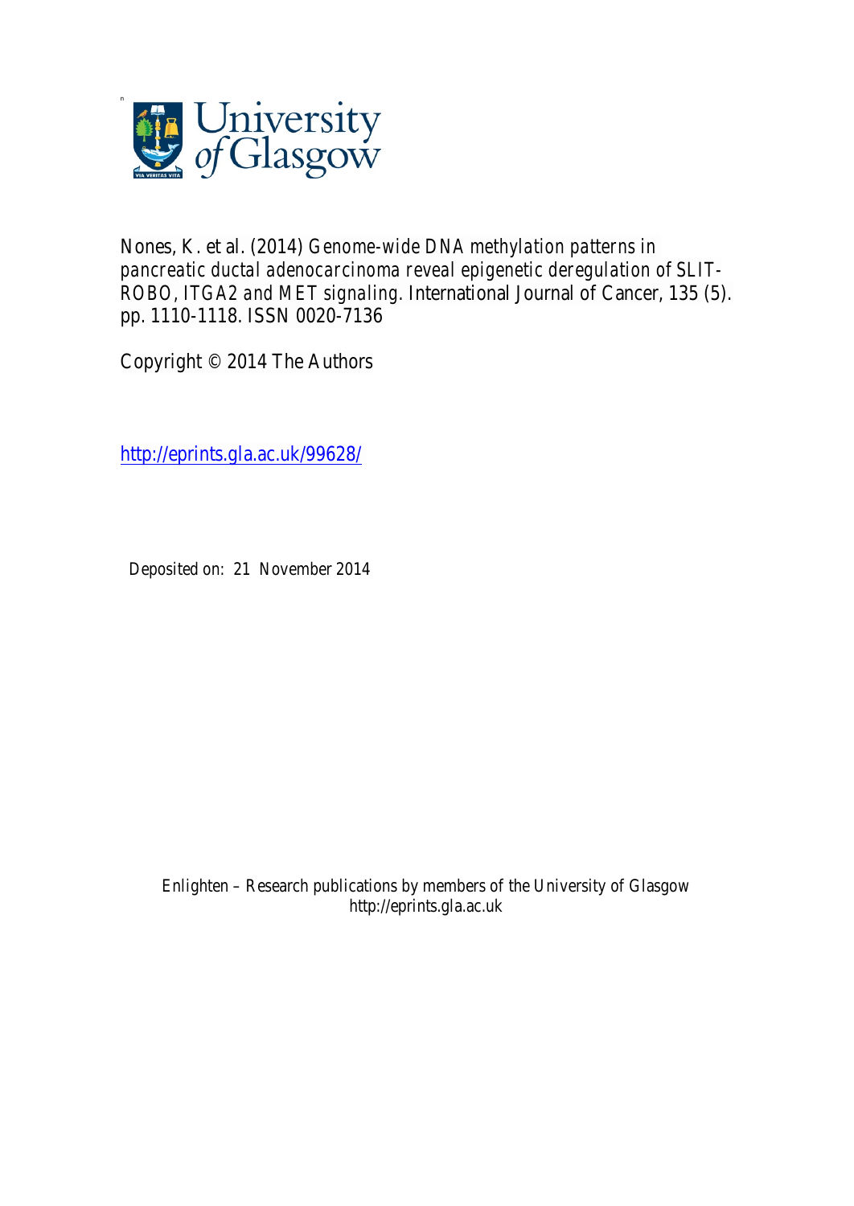Nones, K. et al. (2014) *Genome-wide DNA methylation patterns in pancreatic ductal adenocarcinoma reveal epigenetic deregulation of SLIT-ROBO, ITGA2 and MET signaling.* International Journal of Cancer, 135 (5). pp. 1110-1118. ISSN 0020-7136

Copyright © 2014 The Authors

http://eprints.gla.ac.uk/99628/

Deposited on: 21 November 2014

Enlighten – Research publications by members of the University of Glasgow
http://eprints.gla.ac.uk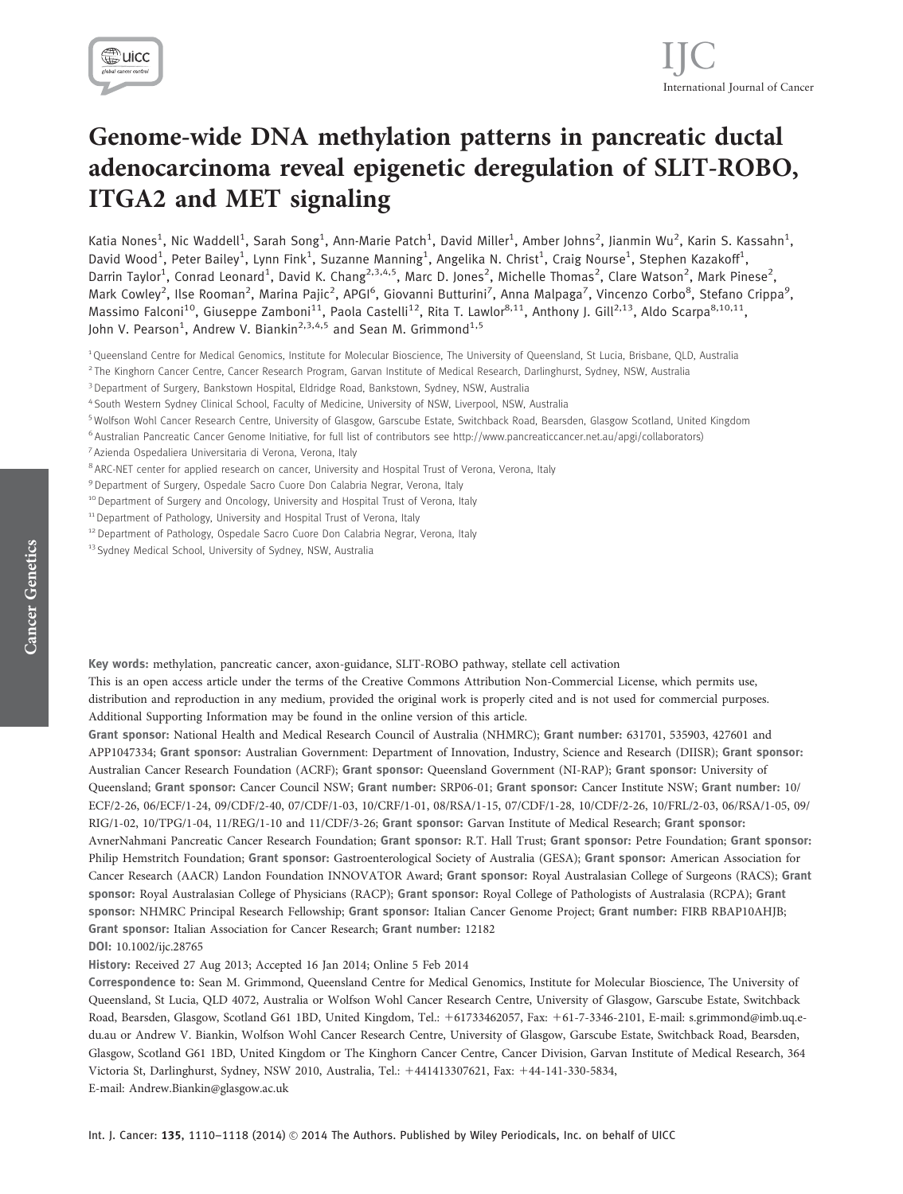# Genome-wide DNA methylation patterns in pancreatic ductal adenocarcinoma reveal epigenetic deregulation of SLIT-ROBO, ITGA2 and MET signaling

Katia Nones[1], Nic Waddell[1], Sarah Song[1], Ann-Marie Patch[1], David Miller[1], Amber Johns[2], Jianmin Wu[2], Karin S. Kassahn[1], David Wood[1], Peter Bailey[1], Lynn Fink[1], Suzanne Manning[1], Angelika N. Christ[1], Craig Nourse[1], Stephen Kazakoff[1], Darrin Taylor[1], Conrad Leonard[1], David K. Chang[2,3,4,5], Marc D. Jones[2], Michelle Thomas[2], Clare Watson[2], Mark Pinese[2], Mark Cowley[2], Ilse Rooman[2], Marina Pajic[2], APGI[6], Giovanni Butturini[7], Anna Malpaga[7], Vincenzo Corbo[8], Stefano Crippa[9], Massimo Falconi[10], Giuseppe Zamboni[11], Paola Castelli[12], Rita T. Lawlor[8,11], Anthony J. Gill[2,13], Aldo Scarpa[8,10,11], John V. Pearson[1], Andrew V. Biankin[2,3,4,5] and Sean M. Grimmond[1,5]

[1] Queensland Centre for Medical Genomics, Institute for Molecular Bioscience, The University of Queensland, St Lucia, Brisbane, QLD, Australia
[2] The Kinghorn Cancer Centre, Cancer Research Program, Garvan Institute of Medical Research, Darlinghurst, Sydney, NSW, Australia
[3] Department of Surgery, Bankstown Hospital, Eldridge Road, Bankstown, Sydney, NSW, Australia
[4] South Western Sydney Clinical School, Faculty of Medicine, University of NSW, Liverpool, NSW, Australia
[5] Wolfson Wohl Cancer Research Centre, University of Glasgow, Garscube Estate, Switchback Road, Bearsden, Glasgow Scotland, United Kingdom
[6] Australian Pancreatic Cancer Genome Initiative, for full list of contributors see http://www.pancreaticcancer.net.au/apgi/collaborators)
[7] Azienda Ospedaliera Universitaria di Verona, Verona, Italy
[8] ARC-NET center for applied research on cancer, University and Hospital Trust of Verona, Verona, Italy
[9] Department of Surgery, Ospedale Sacro Cuore Don Calabria Negrar, Verona, Italy
[10] Department of Surgery and Oncology, University and Hospital Trust of Verona, Italy
[11] Department of Pathology, University and Hospital Trust of Verona, Italy
[12] Department of Pathology, Ospedale Sacro Cuore Don Calabria Negrar, Verona, Italy
[13] Sydney Medical School, University of Sydney, NSW, Australia

**Key words:** methylation, pancreatic cancer, axon-guidance, SLIT-ROBO pathway, stellate cell activation

This is an open access article under the terms of the Creative Commons Attribution Non-Commercial License, which permits use, distribution and reproduction in any medium, provided the original work is properly cited and is not used for commercial purposes.

Additional Supporting Information may be found in the online version of this article.

**Grant sponsor:** National Health and Medical Research Council of Australia (NHMRC); **Grant number:** 631701, 535903, 427601 and APP1047334; **Grant sponsor:** Australian Government: Department of Innovation, Industry, Science and Research (DIISR); **Grant sponsor:** Australian Cancer Research Foundation (ACRF); **Grant sponsor:** Queensland Government (NI-RAP); **Grant sponsor:** University of Queensland; **Grant sponsor:** Cancer Council NSW; **Grant number:** SRP06-01; **Grant sponsor:** Cancer Institute NSW; **Grant number:** 10/ECF/2-26, 06/ECF/1-24, 09/CDF/2-40, 07/CDF/1-03, 10/CRF/1-01, 08/RSA/1-15, 07/CDF/1-28, 10/CDF/2-26, 10/FRL/2-03, 06/RSA/1-05, 09/RIG/1-02, 10/TPG/1-04, 11/REG/1-10 and 11/CDF/3-26; **Grant sponsor:** Garvan Institute of Medical Research; **Grant sponsor:** AvnerNahmani Pancreatic Cancer Research Foundation; **Grant sponsor:** R.T. Hall Trust; **Grant sponsor:** Petre Foundation; **Grant sponsor:** Philip Hemstritch Foundation; **Grant sponsor:** Gastroenterological Society of Australia (GESA); **Grant sponsor:** American Association for Cancer Research (AACR) Landon Foundation INNOVATOR Award; **Grant sponsor:** Royal Australasian College of Surgeons (RACS); **Grant sponsor:** Royal Australasian College of Physicians (RACP); **Grant sponsor:** Royal College of Pathologists of Australasia (RCPA); **Grant sponsor:** NHMRC Principal Research Fellowship; **Grant sponsor:** Italian Cancer Genome Project; **Grant number:** FIRB RBAP10AHJB; **Grant sponsor:** Italian Association for Cancer Research; **Grant number:** 12182

**DOI:** 10.1002/ijc.28765

**History:** Received 27 Aug 2013; Accepted 16 Jan 2014; Online 5 Feb 2014

**Correspondence to:** Sean M. Grimmond, Queensland Centre for Medical Genomics, Institute for Molecular Bioscience, The University of Queensland, St Lucia, QLD 4072, Australia or Wolfson Wohl Cancer Research Centre, University of Glasgow, Garscube Estate, Switchback Road, Bearsden, Glasgow, Scotland G61 1BD, United Kingdom, Tel.: +61733462057, Fax: +61-7-3346-2101, E-mail: s.grimmond@imb.uq.edu.au or Andrew V. Biankin, Wolfson Wohl Cancer Research Centre, University of Glasgow, Garscube Estate, Switchback Road, Bearsden, Glasgow, Scotland G61 1BD, United Kingdom or The Kinghorn Cancer Centre, Cancer Division, Garvan Institute of Medical Research, 364 Victoria St, Darlinghurst, Sydney, NSW 2010, Australia, Tel.: +441413307621, Fax: +44-141-330-5834, E-mail: Andrew.Biankin@glasgow.ac.uk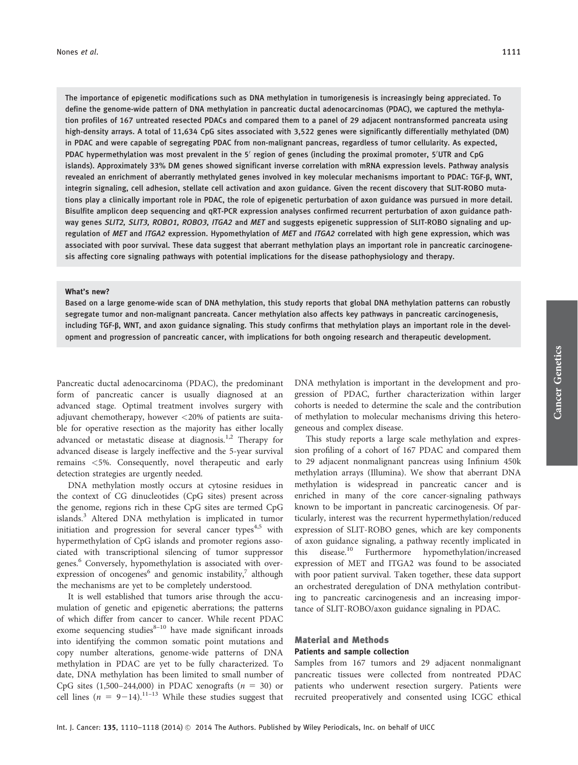The importance of epigenetic modifications such as DNA methylation in tumorigenesis is increasingly being appreciated. To define the genome-wide pattern of DNA methylation in pancreatic ductal adenocarcinomas (PDAC), we captured the methylation profiles of 167 untreated resected PDACs and compared them to a panel of 29 adjacent nontransformed pancreata using high-density arrays. A total of 11,634 CpG sites associated with 3,522 genes were significantly differentially methylated (DM) in PDAC and were capable of segregating PDAC from non-malignant pancreas, regardless of tumor cellularity. As expected, PDAC hypermethylation was most prevalent in the 5′ region of genes (including the proximal promoter, 5′UTR and CpG islands). Approximately 33% DM genes showed significant inverse correlation with mRNA expression levels. Pathway analysis revealed an enrichment of aberrantly methylated genes involved in key molecular mechanisms important to PDAC: TGF-β, WNT, integrin signaling, cell adhesion, stellate cell activation and axon guidance. Given the recent discovery that SLIT-ROBO mutations play a clinically important role in PDAC, the role of epigenetic perturbation of axon guidance was pursued in more detail. Bisulfite amplicon deep sequencing and qRT-PCR expression analyses confirmed recurrent perturbation of axon guidance pathway genes *SLIT2, SLIT3, ROBO1, ROBO3, ITGA2* and *MET* and suggests epigenetic suppression of SLIT-ROBO signaling and up-regulation of *MET* and *ITGA2* expression. Hypomethylation of *MET* and *ITGA2* correlated with high gene expression, which was associated with poor survival. These data suggest that aberrant methylation plays an important role in pancreatic carcinogenesis affecting core signaling pathways with potential implications for the disease pathophysiology and therapy.

**What's new?**

Based on a large genome-wide scan of DNA methylation, this study reports that global DNA methylation patterns can robustly segregate tumor and non-malignant pancreata. Cancer methylation also affects key pathways in pancreatic carcinogenesis, including TGF-β, WNT, and axon guidance signaling. This study confirms that methylation plays an important role in the development and progression of pancreatic cancer, with implications for both ongoing research and therapeutic development.

Pancreatic ductal adenocarcinoma (PDAC), the predominant form of pancreatic cancer is usually diagnosed at an advanced stage. Optimal treatment involves surgery with adjuvant chemotherapy, however <20% of patients are suitable for operative resection as the majority has either locally advanced or metastatic disease at diagnosis.[1,2] Therapy for advanced disease is largely ineffective and the 5-year survival remains <5%. Consequently, novel therapeutic and early detection strategies are urgently needed.

DNA methylation mostly occurs at cytosine residues in the context of CG dinucleotides (CpG sites) present across the genome, regions rich in these CpG sites are termed CpG islands.[3] Altered DNA methylation is implicated in tumor initiation and progression for several cancer types[4,5] with hypermethylation of CpG islands and promoter regions associated with transcriptional silencing of tumor suppressor genes.[6] Conversely, hypomethylation is associated with over-expression of oncogenes[6] and genomic instability,[7] although the mechanisms are yet to be completely understood.

It is well established that tumors arise through the accumulation of genetic and epigenetic aberrations; the patterns of which differ from cancer to cancer. While recent PDAC exome sequencing studies[8–10] have made significant inroads into identifying the common somatic point mutations and copy number alterations, genome-wide patterns of DNA methylation in PDAC are yet to be fully characterized. To date, DNA methylation has been limited to small number of CpG sites (1,500–244,000) in PDAC xenografts ($n$ = 30) or cell lines ($n$ = 9−14).[11–13] While these studies suggest that DNA methylation is important in the development and progression of PDAC, further characterization within larger cohorts is needed to determine the scale and the contribution of methylation to molecular mechanisms driving this heterogeneous and complex disease.

This study reports a large scale methylation and expression profiling of a cohort of 167 PDAC and compared them to 29 adjacent nonmalignant pancreas using Infinium 450k methylation arrays (Illumina). We show that aberrant DNA methylation is widespread in pancreatic cancer and is enriched in many of the core cancer-signaling pathways known to be important in pancreatic carcinogenesis. Of particularly, interest was the recurrent hypermethylation/reduced expression of SLIT-ROBO genes, which are key components of axon guidance signaling, a pathway recently implicated in this disease.[10] Furthermore hypomethylation/increased expression of MET and ITGA2 was found to be associated with poor patient survival. Taken together, these data support an orchestrated deregulation of DNA methylation contributing to pancreatic carcinogenesis and an increasing importance of SLIT-ROBO/axon guidance signaling in PDAC.

## Material and Methods

### Patients and sample collection

Samples from 167 tumors and 29 adjacent nonmalignant pancreatic tissues were collected from nontreated PDAC patients who underwent resection surgery. Patients were recruited preoperatively and consented using ICGC ethical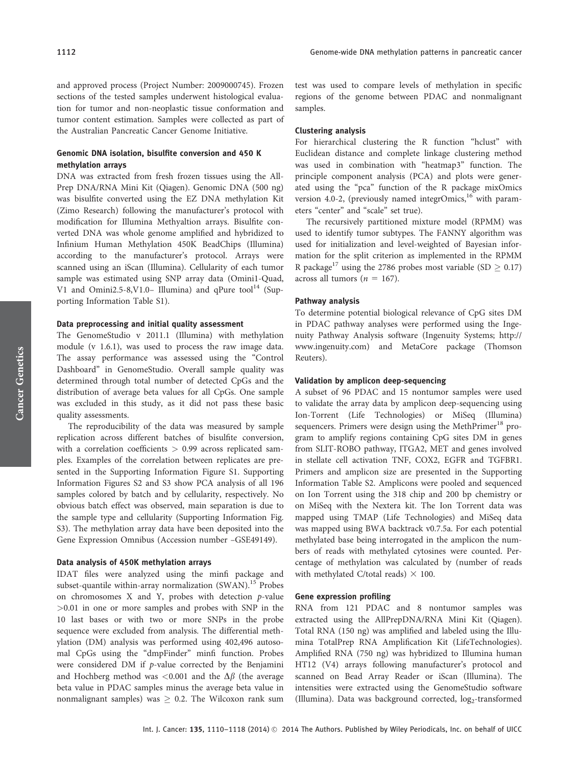and approved process (Project Number: 2009000745). Frozen sections of the tested samples underwent histological evaluation for tumor and non-neoplastic tissue conformation and tumor content estimation. Samples were collected as part of the Australian Pancreatic Cancer Genome Initiative.

#### Genomic DNA isolation, bisulfite conversion and 450 K methylation arrays

DNA was extracted from fresh frozen tissues using the All-Prep DNA/RNA Mini Kit (Qiagen). Genomic DNA (500 ng) was bisulfite converted using the EZ DNA methylation Kit (Zimo Research) following the manufacturer's protocol with modification for Illumina Methyaltion arrays. Bisulfite converted DNA was whole genome amplified and hybridized to Infinium Human Methylation 450K BeadChips (Illumina) according to the manufacturer's protocol. Arrays were scanned using an iScan (Illumina). Cellularity of each tumor sample was estimated using SNP array data (Omini1-Quad, V1 and Omini2.5-8,V1.0– Illumina) and qPure tool[14] (Supporting Information Table S1).

#### Data preprocessing and initial quality assessment

The GenomeStudio v 2011.1 (Illumina) with methylation module (v 1.6.1), was used to process the raw image data. The assay performance was assessed using the "Control Dashboard" in GenomeStudio. Overall sample quality was determined through total number of detected CpGs and the distribution of average beta values for all CpGs. One sample was excluded in this study, as it did not pass these basic quality assessments.

The reproducibility of the data was measured by sample replication across different batches of bisulfite conversion, with a correlation coefficients $> 0.99$ across replicated samples. Examples of the correlation between replicates are presented in the Supporting Information Figure S1. Supporting Information Figures S2 and S3 show PCA analysis of all 196 samples colored by batch and by cellularity, respectively. No obvious batch effect was observed, main separation is due to the sample type and cellularity (Supporting Information Fig. S3). The methylation array data have been deposited into the Gene Expression Omnibus (Accession number –GSE49149).

#### Data analysis of 450K methylation arrays

IDAT files were analyzed using the minfi package and subset-quantile within-array normalization (SWAN).[15] Probes on chromosomes X and Y, probes with detection $p$-value $>0.01$ in one or more samples and probes with SNP in the 10 last bases or with two or more SNPs in the probe sequence were excluded from analysis. The differential methylation (DM) analysis was performed using 402,496 autosomal CpGs using the "dmpFinder" minfi function. Probes were considered DM if $p$-value corrected by the Benjamini and Hochberg method was $<0.001$ and the $\Delta\beta$ (the average beta value in PDAC samples minus the average beta value in nonmalignant samples) was $\geq 0.2$. The Wilcoxon rank sum test was used to compare levels of methylation in specific regions of the genome between PDAC and nonmalignant samples.

#### Clustering analysis

For hierarchical clustering the R function "hclust" with Euclidean distance and complete linkage clustering method was used in combination with "heatmap3" function. The principle component analysis (PCA) and plots were generated using the "pca" function of the R package mixOmics version 4.0-2, (previously named integrOmics,[16] with parameters "center" and "scale" set true).

The recursively partitioned mixture model (RPMM) was used to identify tumor subtypes. The FANNY algorithm was used for initialization and level-weighted of Bayesian information for the split criterion as implemented in the RPMM R package[17] using the 2786 probes most variable (SD $\geq 0.17$) across all tumors ($n = 167$).

#### Pathway analysis

To determine potential biological relevance of CpG sites DM in PDAC pathway analyses were performed using the Ingenuity Pathway Analysis software (Ingenuity Systems; http://www.ingenuity.com) and MetaCore package (Thomson Reuters).

#### Validation by amplicon deep-sequencing

A subset of 96 PDAC and 15 nontumor samples were used to validate the array data by amplicon deep-sequencing using Ion-Torrent (Life Technologies) or MiSeq (Illumina) sequencers. Primers were design using the MethPrimer[18] program to amplify regions containing CpG sites DM in genes from SLIT-ROBO pathway, ITGA2, MET and genes involved in stellate cell activation TNF, COX2, EGFR and TGFBR1. Primers and amplicon size are presented in the Supporting Information Table S2. Amplicons were pooled and sequenced on Ion Torrent using the 318 chip and 200 bp chemistry or on MiSeq with the Nextera kit. The Ion Torrent data was mapped using TMAP (Life Technologies) and MiSeq data was mapped using BWA backtrack v0.7.5a. For each potential methylated base being interrogated in the amplicon the numbers of reads with methylated cytosines were counted. Percentage of methylation was calculated by (number of reads with methylated C/total reads) $\times$ 100.

#### Gene expression profiling

RNA from 121 PDAC and 8 nontumor samples was extracted using the AllPrepDNA/RNA Mini Kit (Qiagen). Total RNA (150 ng) was amplified and labeled using the Illumina TotalPrep RNA Amplification Kit (LifeTechnologies). Amplified RNA (750 ng) was hybridized to Illumina human HT12 (V4) arrays following manufacturer's protocol and scanned on Bead Array Reader or iScan (Illumina). The intensities were extracted using the GenomeStudio software (Illumina). Data was background corrected, $\log_2$-transformed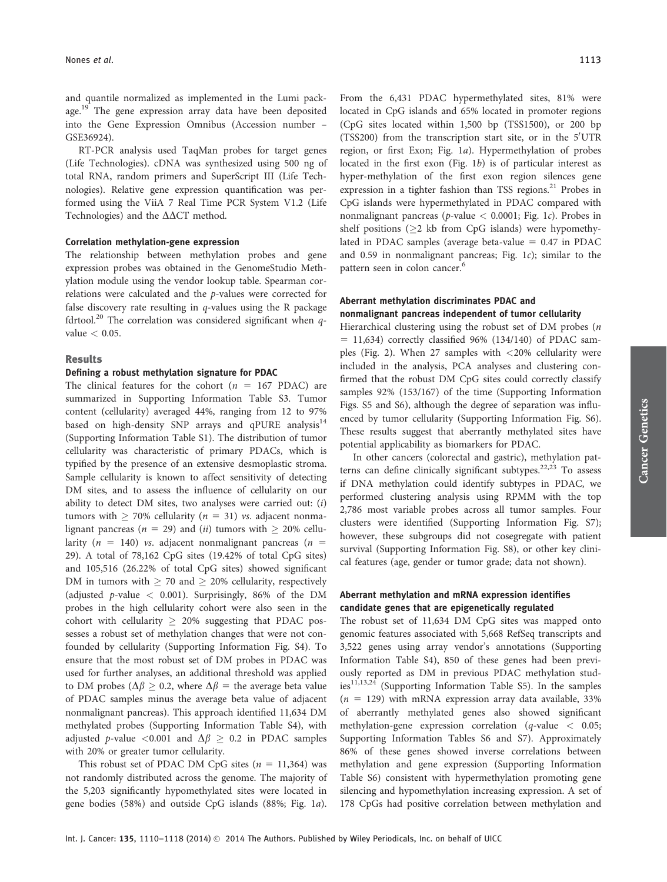and quantile normalized as implemented in the Lumi package.[19] The gene expression array data have been deposited into the Gene Expression Omnibus (Accession number – GSE36924).

RT-PCR analysis used TaqMan probes for target genes (Life Technologies). cDNA was synthesized using 500 ng of total RNA, random primers and SuperScript III (Life Technologies). Relative gene expression quantification was performed using the ViiA 7 Real Time PCR System V1.2 (Life Technologies) and the ΔΔCT method.

#### Correlation methylation-gene expression

The relationship between methylation probes and gene expression probes was obtained in the GenomeStudio Methylation module using the vendor lookup table. Spearman correlations were calculated and the *p*-values were corrected for false discovery rate resulting in *q*-values using the R package fdrtool.[20] The correlation was considered significant when *q*-value $< 0.05$.

## Results

#### Defining a robust methylation signature for PDAC

The clinical features for the cohort ($n = 167$ PDAC) are summarized in Supporting Information Table S3. Tumor content (cellularity) averaged 44%, ranging from 12 to 97% based on high-density SNP arrays and qPURE analysis[14] (Supporting Information Table S1). The distribution of tumor cellularity was characteristic of primary PDACs, which is typified by the presence of an extensive desmoplastic stroma. Sample cellularity is known to affect sensitivity of detecting DM sites, and to assess the influence of cellularity on our ability to detect DM sites, two analyses were carried out: (*i*) tumors with $\geq 70\%$ cellularity ($n = 31$) *vs*. adjacent nonmalignant pancreas ($n = 29$) and (*ii*) tumors with $\geq 20\%$ cellularity ($n = 140$) *vs*. adjacent nonmalignant pancreas ($n = 29$). A total of 78,162 CpG sites (19.42% of total CpG sites) and 105,516 (26.22% of total CpG sites) showed significant DM in tumors with $\geq 70$ and $\geq 20\%$ cellularity, respectively (adjusted *p*-value $< 0.001$). Surprisingly, 86% of the DM probes in the high cellularity cohort were also seen in the cohort with cellularity $\geq 20\%$ suggesting that PDAC possesses a robust set of methylation changes that were not confounded by cellularity (Supporting Information Fig. S4). To ensure that the most robust set of DM probes in PDAC was used for further analyses, an additional threshold was applied to DM probes ($\Delta\beta \geq 0.2$, where $\Delta\beta$ = the average beta value of PDAC samples minus the average beta value of adjacent nonmalignant pancreas). This approach identified 11,634 DM methylated probes (Supporting Information Table S4), with adjusted *p*-value $<0.001$ and $\Delta\beta \geq 0.2$ in PDAC samples with 20% or greater tumor cellularity.

This robust set of PDAC DM CpG sites ($n = 11,364$) was not randomly distributed across the genome. The majority of the 5,203 significantly hypomethylated sites were located in gene bodies (58%) and outside CpG islands (88%; Fig. 1*a*). From the 6,431 PDAC hypermethylated sites, 81% were located in CpG islands and 65% located in promoter regions (CpG sites located within 1,500 bp (TSS1500), or 200 bp (TSS200) from the transcription start site, or in the 5′UTR region, or first Exon; Fig. 1*a*). Hypermethylation of probes located in the first exon (Fig. 1*b*) is of particular interest as hyper-methylation of the first exon region silences gene expression in a tighter fashion than TSS regions.[21] Probes in CpG islands were hypermethylated in PDAC compared with nonmalignant pancreas (*p*-value $< 0.0001$; Fig. 1*c*). Probes in shelf positions ($\geq$2 kb from CpG islands) were hypomethylated in PDAC samples (average beta-value = 0.47 in PDAC and 0.59 in nonmalignant pancreas; Fig. 1*c*); similar to the pattern seen in colon cancer.[6]

#### Aberrant methylation discriminates PDAC and nonmalignant pancreas independent of tumor cellularity

Hierarchical clustering using the robust set of DM probes ($n = 11,634$) correctly classified 96% (134/140) of PDAC samples (Fig. 2). When 27 samples with $<$20% cellularity were included in the analysis, PCA analyses and clustering confirmed that the robust DM CpG sites could correctly classify samples 92% (153/167) of the time (Supporting Information Figs. S5 and S6), although the degree of separation was influenced by tumor cellularity (Supporting Information Fig. S6). These results suggest that aberrantly methylated sites have potential applicability as biomarkers for PDAC.

In other cancers (colorectal and gastric), methylation patterns can define clinically significant subtypes.[22,23] To assess if DNA methylation could identify subtypes in PDAC, we performed clustering analysis using RPMM with the top 2,786 most variable probes across all tumor samples. Four clusters were identified (Supporting Information Fig. S7); however, these subgroups did not cosegregate with patient survival (Supporting Information Fig. S8), or other key clinical features (age, gender or tumor grade; data not shown).

#### Aberrant methylation and mRNA expression identifies candidate genes that are epigenetically regulated

The robust set of 11,634 DM CpG sites was mapped onto genomic features associated with 5,668 RefSeq transcripts and 3,522 genes using array vendor's annotations (Supporting Information Table S4), 850 of these genes had been previously reported as DM in previous PDAC methylation studies[11,13,24] (Supporting Information Table S5). In the samples ($n = 129$) with mRNA expression array data available, 33% of aberrantly methylated genes also showed significant methylation-gene expression correlation (*q*-value $< 0.05$; Supporting Information Tables S6 and S7). Approximately 86% of these genes showed inverse correlations between methylation and gene expression (Supporting Information Table S6) consistent with hypermethylation promoting gene silencing and hypomethylation increasing expression. A set of 178 CpGs had positive correlation between methylation and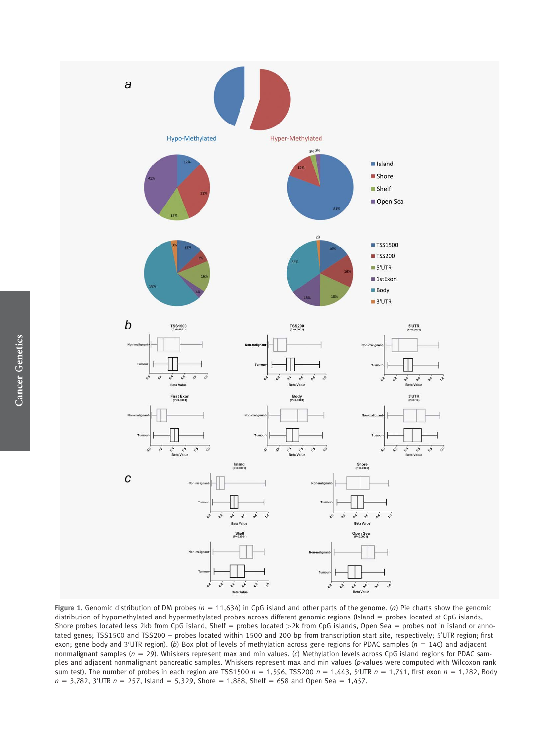Figure 1. Genomic distribution of DM probes ($n$ = 11,634) in CpG island and other parts of the genome. (*a*) Pie charts show the genomic distribution of hypomethylated and hypermethylated probes across different genomic regions (Island = probes located at CpG islands, Shore probes located less 2kb from CpG island, Shelf = probes located >2k from CpG islands, Open Sea = probes not in island or annotated genes; TSS1500 and TSS200 – probes located within 1500 and 200 bp from transcription start site, respectively; 5′UTR region; first exon; gene body and 3′UTR region). (*b*) Box plot of levels of methylation across gene regions for PDAC samples ($n$ = 140) and adjacent nonmalignant samples ($n$ = 29). Whiskers represent max and min values. (*c*) Methylation levels across CpG island regions for PDAC samples and adjacent nonmalignant pancreatic samples. Whiskers represent max and min values ($p$-values were computed with Wilcoxon rank sum test). The number of probes in each region are TSS1500 $n$ = 1,596, TSS200 $n$ = 1,443, 5′UTR $n$ = 1,741, first exon $n$ = 1,282, Body $n$ = 3,782, 3′UTR $n$ = 257, Island = 5,329, Shore = 1,888, Shelf = 658 and Open Sea = 1,457.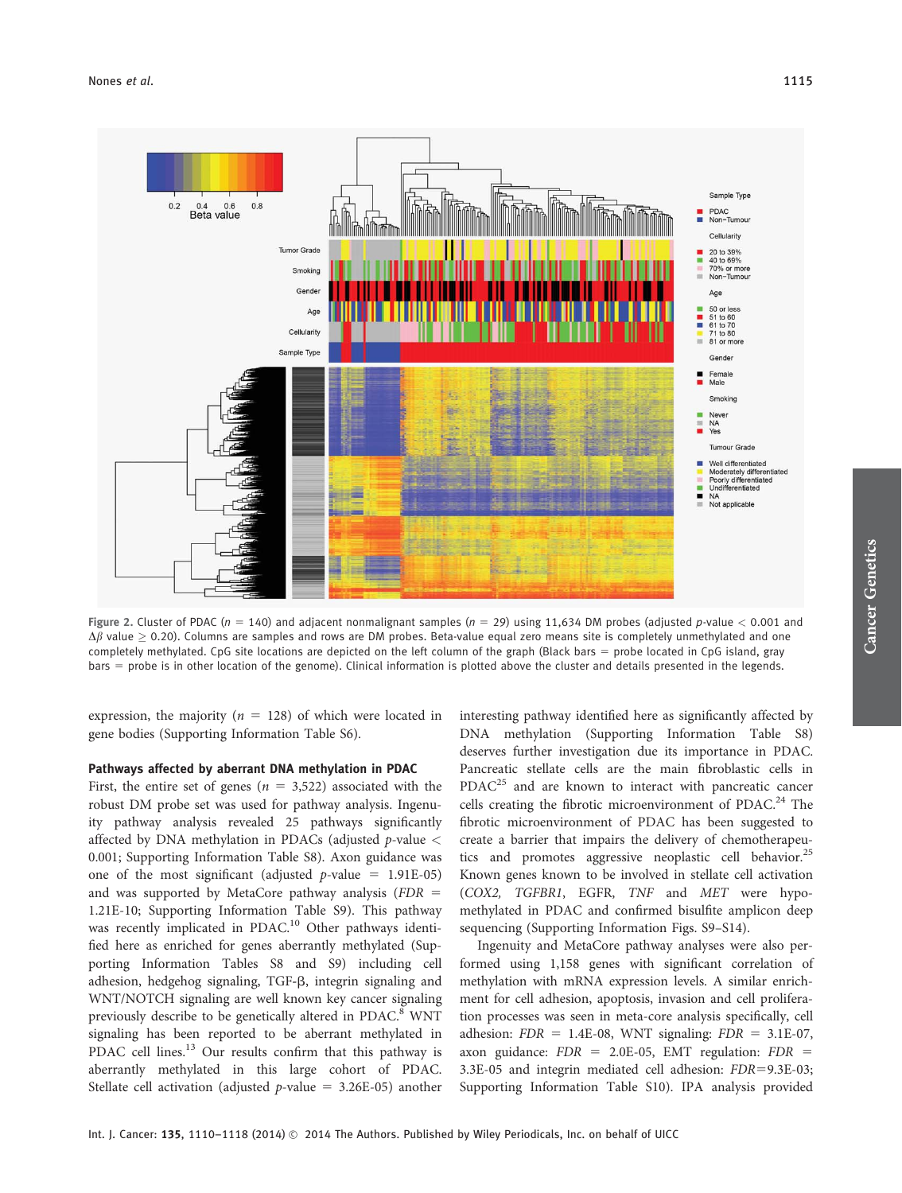Figure 2. Cluster of PDAC ($n$ = 140) and adjacent nonmalignant samples ($n$ = 29) using 11,634 DM probes (adjusted $p$-value < 0.001 and $\Delta\beta$ value ≥ 0.20). Columns are samples and rows are DM probes. Beta-value equal zero means site is completely unmethylated and one completely methylated. CpG site locations are depicted on the left column of the graph (Black bars = probe located in CpG island, gray bars = probe is in other location of the genome). Clinical information is plotted above the cluster and details presented in the legends.

expression, the majority ($n$ = 128) of which were located in gene bodies (Supporting Information Table S6).

### Pathways affected by aberrant DNA methylation in PDAC

First, the entire set of genes ($n$ = 3,522) associated with the robust DM probe set was used for pathway analysis. Ingenuity pathway analysis revealed 25 pathways significantly affected by DNA methylation in PDACs (adjusted $p$-value < 0.001; Supporting Information Table S8). Axon guidance was one of the most significant (adjusted $p$-value = 1.91E-05) and was supported by MetaCore pathway analysis ($FDR$ = 1.21E-10; Supporting Information Table S9). This pathway was recently implicated in PDAC.[10] Other pathways identified here as enriched for genes aberrantly methylated (Supporting Information Tables S8 and S9) including cell adhesion, hedgehog signaling, TGF-β, integrin signaling and WNT/NOTCH signaling are well known key cancer signaling previously describe to be genetically altered in PDAC.[8] WNT signaling has been reported to be aberrant methylated in PDAC cell lines.[13] Our results confirm that this pathway is aberrantly methylated in this large cohort of PDAC. Stellate cell activation (adjusted $p$-value = 3.26E-05) another interesting pathway identified here as significantly affected by DNA methylation (Supporting Information Table S8) deserves further investigation due its importance in PDAC. Pancreatic stellate cells are the main fibroblastic cells in PDAC[25] and are known to interact with pancreatic cancer cells creating the fibrotic microenvironment of PDAC.[24] The fibrotic microenvironment of PDAC has been suggested to create a barrier that impairs the delivery of chemotherapeutics and promotes aggressive neoplastic cell behavior.[25] Known genes known to be involved in stellate cell activation (*COX2*, *TGFBR1*, EGFR, *TNF* and *MET* were hypomethylated in PDAC and confirmed bisulfite amplicon deep sequencing (Supporting Information Figs. S9–S14).

Ingenuity and MetaCore pathway analyses were also performed using 1,158 genes with significant correlation of methylation with mRNA expression levels. A similar enrichment for cell adhesion, apoptosis, invasion and cell proliferation processes was seen in meta-core analysis specifically, cell adhesion: $FDR$ = 1.4E-08, WNT signaling: $FDR$ = 3.1E-07, axon guidance: $FDR$ = 2.0E-05, EMT regulation: $FDR$ = 3.3E-05 and integrin mediated cell adhesion: $FDR$=9.3E-03; Supporting Information Table S10). IPA analysis provided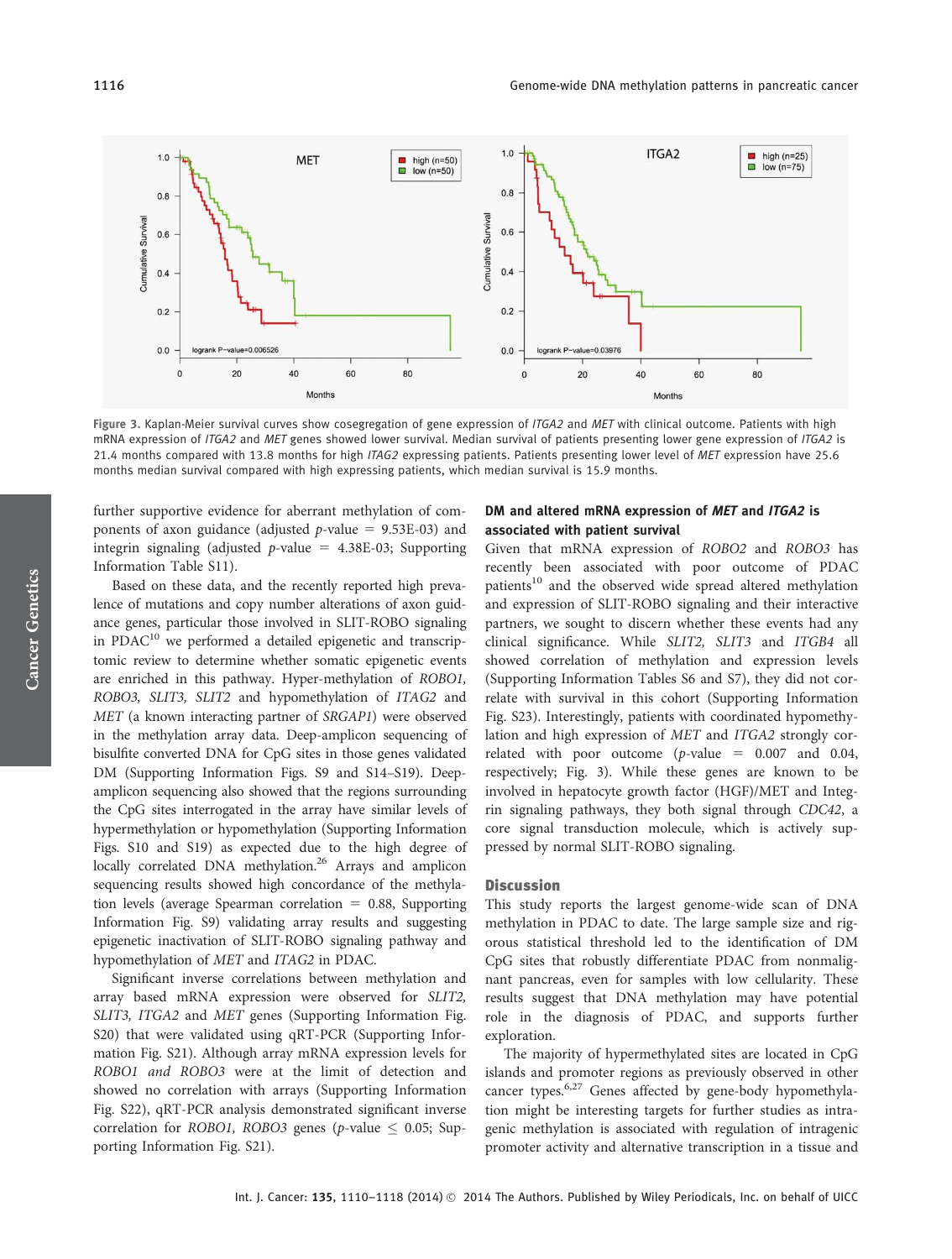Figure 3. Kaplan-Meier survival curves show cosegregation of gene expression of *ITGA2* and *MET* with clinical outcome. Patients with high mRNA expression of *ITGA2* and *MET* genes showed lower survival. Median survival of patients presenting lower gene expression of *ITGA2* is 21.4 months compared with 13.8 months for high *ITGA2* expressing patients. Patients presenting lower level of *MET* expression have 25.6 months median survival compared with high expressing patients, which median survival is 15.9 months.

further supportive evidence for aberrant methylation of components of axon guidance (adjusted $p$-value = 9.53E-03) and integrin signaling (adjusted $p$-value = 4.38E-03; Supporting Information Table S11).

Based on these data, and the recently reported high prevalence of mutations and copy number alterations of axon guidance genes, particular those involved in SLIT-ROBO signaling in PDAC[10] we performed a detailed epigenetic and transcriptomic review to determine whether somatic epigenetic events are enriched in this pathway. Hyper-methylation of *ROBO1, ROBO3, SLIT3, SLIT2* and hypomethylation of *ITAG2* and *MET* (a known interacting partner of *SRGAP1*) were observed in the methylation array data. Deep-amplicon sequencing of bisulfite converted DNA for CpG sites in those genes validated DM (Supporting Information Figs. S9 and S14–S19). Deep-amplicon sequencing also showed that the regions surrounding the CpG sites interrogated in the array have similar levels of hypermethylation or hypomethylation (Supporting Information Figs. S10 and S19) as expected due to the high degree of locally correlated DNA methylation.[26] Arrays and amplicon sequencing results showed high concordance of the methylation levels (average Spearman correlation = 0.88, Supporting Information Fig. S9) validating array results and suggesting epigenetic inactivation of SLIT-ROBO signaling pathway and hypomethylation of *MET* and *ITAG2* in PDAC.

Significant inverse correlations between methylation and array based mRNA expression were observed for *SLIT2, SLIT3, ITGA2* and *MET* genes (Supporting Information Fig. S20) that were validated using qRT-PCR (Supporting Information Fig. S21). Although array mRNA expression levels for *ROBO1 and ROBO3* were at the limit of detection and showed no correlation with arrays (Supporting Information Fig. S22), qRT-PCR analysis demonstrated significant inverse correlation for *ROBO1, ROBO3* genes ($p$-value $\leq$ 0.05; Supporting Information Fig. S21).

### DM and altered mRNA expression of *MET* and *ITGA2* is associated with patient survival

Given that mRNA expression of *ROBO2* and *ROBO3* has recently been associated with poor outcome of PDAC patients[10] and the observed wide spread altered methylation and expression of SLIT-ROBO signaling and their interactive partners, we sought to discern whether these events had any clinical significance. While *SLIT2, SLIT3* and *ITGB4* all showed correlation of methylation and expression levels (Supporting Information Tables S6 and S7), they did not correlate with survival in this cohort (Supporting Information Fig. S23). Interestingly, patients with coordinated hypomethylation and high expression of *MET* and *ITGA2* strongly correlated with poor outcome ($p$-value = 0.007 and 0.04, respectively; Fig. 3). While these genes are known to be involved in hepatocyte growth factor (HGF)/MET and Integrin signaling pathways, they both signal through *CDC42*, a core signal transduction molecule, which is actively suppressed by normal SLIT-ROBO signaling.

## Discussion

This study reports the largest genome-wide scan of DNA methylation in PDAC to date. The large sample size and rigorous statistical threshold led to the identification of DM CpG sites that robustly differentiate PDAC from nonmalignant pancreas, even for samples with low cellularity. These results suggest that DNA methylation may have potential role in the diagnosis of PDAC, and supports further exploration.

The majority of hypermethylated sites are located in CpG islands and promoter regions as previously observed in other cancer types.[6,27] Genes affected by gene-body hypomethylation might be interesting targets for further studies as intragenic methylation is associated with regulation of intragenic promoter activity and alternative transcription in a tissue and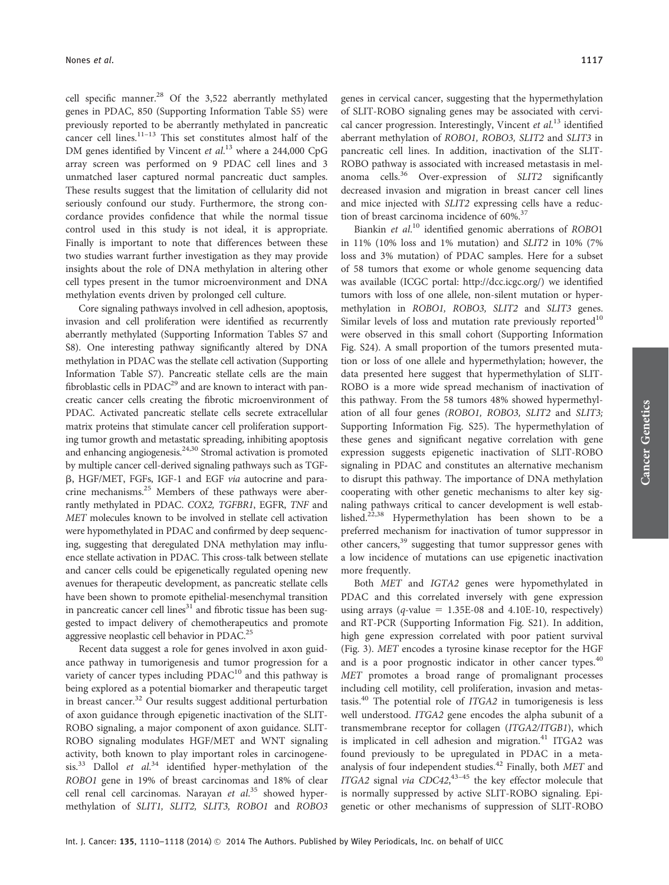cell specific manner.[28] Of the 3,522 aberrantly methylated genes in PDAC, 850 (Supporting Information Table S5) were previously reported to be aberrantly methylated in pancreatic cancer cell lines.[11–13] This set constitutes almost half of the DM genes identified by Vincent *et al.*[13] where a 244,000 CpG array screen was performed on 9 PDAC cell lines and 3 unmatched laser captured normal pancreatic duct samples. These results suggest that the limitation of cellularity did not seriously confound our study. Furthermore, the strong concordance provides confidence that while the normal tissue control used in this study is not ideal, it is appropriate. Finally is important to note that differences between these two studies warrant further investigation as they may provide insights about the role of DNA methylation in altering other cell types present in the tumor microenvironment and DNA methylation events driven by prolonged cell culture.

Core signaling pathways involved in cell adhesion, apoptosis, invasion and cell proliferation were identified as recurrently aberrantly methylated (Supporting Information Tables S7 and S8). One interesting pathway significantly altered by DNA methylation in PDAC was the stellate cell activation (Supporting Information Table S7). Pancreatic stellate cells are the main fibroblastic cells in PDAC[29] and are known to interact with pancreatic cancer cells creating the fibrotic microenvironment of PDAC. Activated pancreatic stellate cells secrete extracellular matrix proteins that stimulate cancer cell proliferation supporting tumor growth and metastatic spreading, inhibiting apoptosis and enhancing angiogenesis.[24,30] Stromal activation is promoted by multiple cancer cell-derived signaling pathways such as TGF-β, HGF/MET, FGFs, IGF-1 and EGF *via* autocrine and paracrine mechanisms.[25] Members of these pathways were aberrantly methylated in PDAC. *COX2, TGFBR1*, EGFR, *TNF* and *MET* molecules known to be involved in stellate cell activation were hypomethylated in PDAC and confirmed by deep sequencing, suggesting that deregulated DNA methylation may influence stellate activation in PDAC. This cross-talk between stellate and cancer cells could be epigenetically regulated opening new avenues for therapeutic development, as pancreatic stellate cells have been shown to promote epithelial-mesenchymal transition in pancreatic cancer cell lines[31] and fibrotic tissue has been suggested to impact delivery of chemotherapeutics and promote aggressive neoplastic cell behavior in PDAC.[25]

Recent data suggest a role for genes involved in axon guidance pathway in tumorigenesis and tumor progression for a variety of cancer types including PDAC[10] and this pathway is being explored as a potential biomarker and therapeutic target in breast cancer.[32] Our results suggest additional perturbation of axon guidance through epigenetic inactivation of the SLIT-ROBO signaling, a major component of axon guidance. SLIT-ROBO signaling modulates HGF/MET and WNT signaling activity, both known to play important roles in carcinogenesis.[33] Dallol *et al.*[34] identified hyper-methylation of the *ROBO1* gene in 19% of breast carcinomas and 18% of clear cell renal cell carcinomas. Narayan *et al.*[35] showed hypermethylation of *SLIT1, SLIT2, SLIT3, ROBO1* and *ROBO3* genes in cervical cancer, suggesting that the hypermethylation of SLIT-ROBO signaling genes may be associated with cervical cancer progression. Interestingly, Vincent *et al.*[13] identified aberrant methylation of *ROBO1, ROBO3, SLIT2* and *SLIT3* in pancreatic cell lines. In addition, inactivation of the SLIT-ROBO pathway is associated with increased metastasis in melanoma cells.[36] Over-expression of *SLIT2* significantly decreased invasion and migration in breast cancer cell lines and mice injected with *SLIT2* expressing cells have a reduction of breast carcinoma incidence of 60%.[37]

Biankin *et al.*[10] identified genomic aberrations of *ROBO1* in 11% (10% loss and 1% mutation) and *SLIT2* in 10% (7% loss and 3% mutation) of PDAC samples. Here for a subset of 58 tumors that exome or whole genome sequencing data was available (ICGC portal: http://dcc.icgc.org/) we identified tumors with loss of one allele, non-silent mutation or hypermethylation in *ROBO1, ROBO3, SLIT2* and *SLIT3* genes. Similar levels of loss and mutation rate previously reported[10] were observed in this small cohort (Supporting Information Fig. S24). A small proportion of the tumors presented mutation or loss of one allele and hypermethylation; however, the data presented here suggest that hypermethylation of SLIT-ROBO is a more wide spread mechanism of inactivation of this pathway. From the 58 tumors 48% showed hypermethylation of all four genes *(ROBO1, ROBO3, SLIT2* and *SLIT3;* Supporting Information Fig. S25). The hypermethylation of these genes and significant negative correlation with gene expression suggests epigenetic inactivation of SLIT-ROBO signaling in PDAC and constitutes an alternative mechanism to disrupt this pathway. The importance of DNA methylation cooperating with other genetic mechanisms to alter key signaling pathways critical to cancer development is well established.[22,38] Hypermethylation has been shown to be a preferred mechanism for inactivation of tumor suppressor in other cancers,[39] suggesting that tumor suppressor genes with a low incidence of mutations can use epigenetic inactivation more frequently.

Both *MET* and *IGTA2* genes were hypomethylated in PDAC and this correlated inversely with gene expression using arrays ($q$-value = 1.35E-08 and 4.10E-10, respectively) and RT-PCR (Supporting Information Fig. S21). In addition, high gene expression correlated with poor patient survival (Fig. 3). *MET* encodes a tyrosine kinase receptor for the HGF and is a poor prognostic indicator in other cancer types.[40] *MET* promotes a broad range of promalignant processes including cell motility, cell proliferation, invasion and metastasis.[40] The potential role of *ITGA2* in tumorigenesis is less well understood. *ITGA2* gene encodes the alpha subunit of a transmembrane receptor for collagen (*ITGA2/ITGB1*), which is implicated in cell adhesion and migration.[41] ITGA2 was found previously to be upregulated in PDAC in a meta-analysis of four independent studies.[42] Finally, both *MET* and *ITGA2* signal *via CDC42*,[43–45] the key effector molecule that is normally suppressed by active SLIT-ROBO signaling. Epigenetic or other mechanisms of suppression of SLIT-ROBO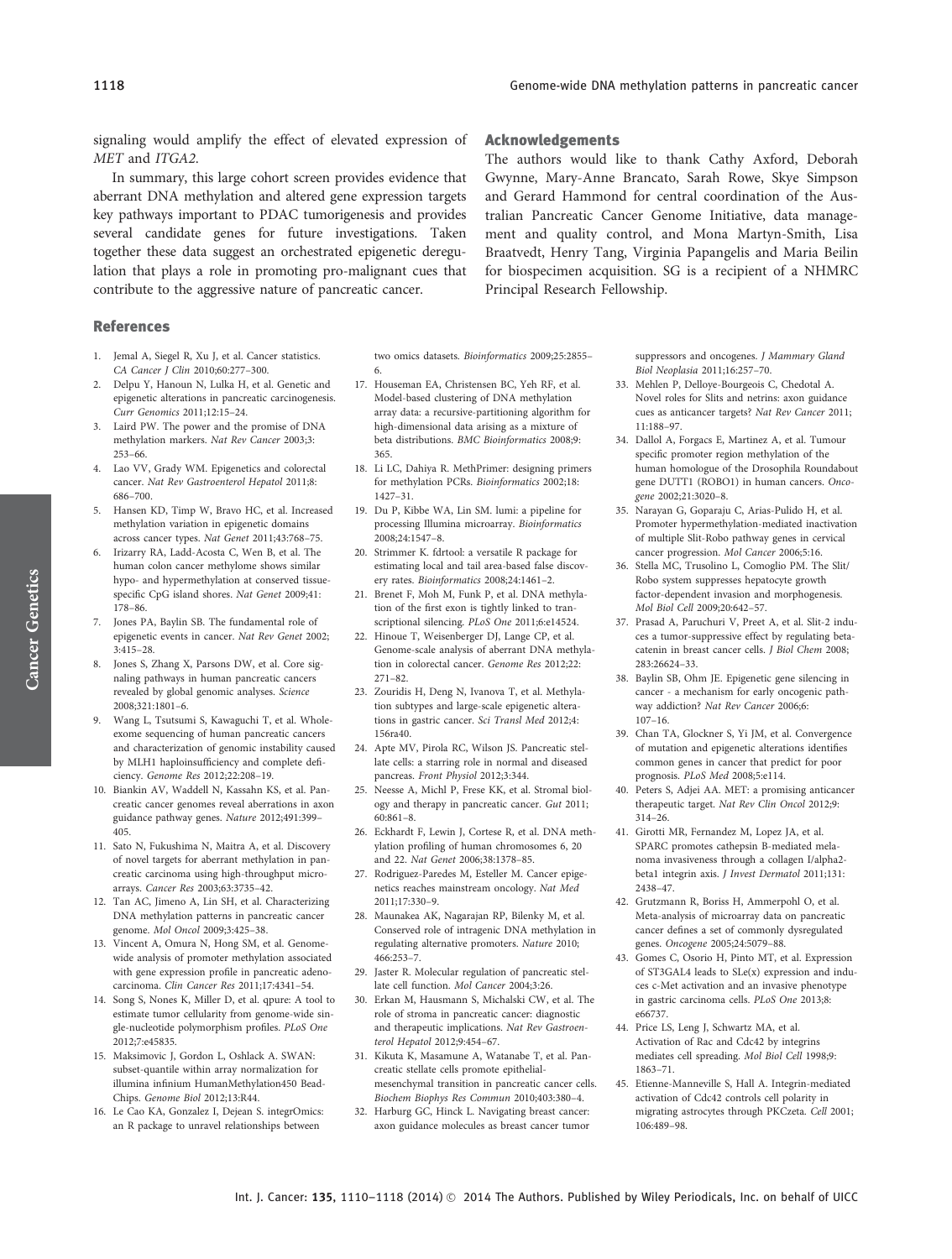signaling would amplify the effect of elevated expression of *MET* and *ITGA2*.

In summary, this large cohort screen provides evidence that aberrant DNA methylation and altered gene expression targets key pathways important to PDAC tumorigenesis and provides several candidate genes for future investigations. Taken together these data suggest an orchestrated epigenetic deregulation that plays a role in promoting pro-malignant cues that contribute to the aggressive nature of pancreatic cancer.

## Acknowledgements

The authors would like to thank Cathy Axford, Deborah Gwynne, Mary-Anne Brancato, Sarah Rowe, Skye Simpson and Gerard Hammond for central coordination of the Australian Pancreatic Cancer Genome Initiative, data management and quality control, and Mona Martyn-Smith, Lisa Braatvedt, Henry Tang, Virginia Papangelis and Maria Beilin for biospecimen acquisition. SG is a recipient of a NHMRC Principal Research Fellowship.

## References

1. Jemal A, Siegel R, Xu J, et al. Cancer statistics. *CA Cancer J Clin* 2010;60:277–300.
2. Delpu Y, Hanoun N, Lulka H, et al. Genetic and epigenetic alterations in pancreatic carcinogenesis. *Curr Genomics* 2011;12:15–24.
3. Laird PW. The power and the promise of DNA methylation markers. *Nat Rev Cancer* 2003;3: 253–66.
4. Lao VV, Grady WM. Epigenetics and colorectal cancer. *Nat Rev Gastroenterol Hepatol* 2011;8: 686–700.
5. Hansen KD, Timp W, Bravo HC, et al. Increased methylation variation in epigenetic domains across cancer types. *Nat Genet* 2011;43:768–75.
6. Irizarry RA, Ladd-Acosta C, Wen B, et al. The human colon cancer methylome shows similar hypo- and hypermethylation at conserved tissue-specific CpG island shores. *Nat Genet* 2009;41: 178–86.
7. Jones PA, Baylin SB. The fundamental role of epigenetic events in cancer. *Nat Rev Genet* 2002; 3:415–28.
8. Jones S, Zhang X, Parsons DW, et al. Core signaling pathways in human pancreatic cancers revealed by global genomic analyses. *Science* 2008;321:1801–6.
9. Wang L, Tsutsumi S, Kawaguchi T, et al. Whole-exome sequencing of human pancreatic cancers and characterization of genomic instability caused by MLH1 haploinsufficiency and complete deficiency. *Genome Res* 2012;22:208–19.
10. Biankin AV, Waddell N, Kassahn KS, et al. Pancreatic cancer genomes reveal aberrations in axon guidance pathway genes. *Nature* 2012;491:399–405.
11. Sato N, Fukushima N, Maitra A, et al. Discovery of novel targets for aberrant methylation in pancreatic carcinoma using high-throughput microarrays. *Cancer Res* 2003;63:3735–42.
12. Tan AC, Jimeno A, Lin SH, et al. Characterizing DNA methylation patterns in pancreatic cancer genome. *Mol Oncol* 2009;3:425–38.
13. Vincent A, Omura N, Hong SM, et al. Genome-wide analysis of promoter methylation associated with gene expression profile in pancreatic adenocarcinoma. *Clin Cancer Res* 2011;17:4341–54.
14. Song S, Nones K, Miller D, et al. qpure: A tool to estimate tumor cellularity from genome-wide single-nucleotide polymorphism profiles. *PLoS One* 2012;7:e45835.
15. Maksimovic J, Gordon L, Oshlack A. SWAN: subset-quantile within array normalization for illumina infinium HumanMethylation450 BeadChips. *Genome Biol* 2012;13:R44.
16. Le Cao KA, Gonzalez I, Dejean S. integrOmics: an R package to unravel relationships between two omics datasets. *Bioinformatics* 2009;25:2855–6.
17. Houseman EA, Christensen BC, Yeh RF, et al. Model-based clustering of DNA methylation array data: a recursive-partitioning algorithm for high-dimensional data arising as a mixture of beta distributions. *BMC Bioinformatics* 2008;9: 365.
18. Li LC, Dahiya R. MethPrimer: designing primers for methylation PCRs. *Bioinformatics* 2002;18: 1427–31.
19. Du P, Kibbe WA, Lin SM. lumi: a pipeline for processing Illumina microarray. *Bioinformatics* 2008;24:1547–8.
20. Strimmer K. fdrtool: a versatile R package for estimating local and tail area-based false discovery rates. *Bioinformatics* 2008;24:1461–2.
21. Brenet F, Moh M, Funk P, et al. DNA methylation of the first exon is tightly linked to transcriptional silencing. *PLoS One* 2011;6:e14524.
22. Hinoue T, Weisenberger DJ, Lange CP, et al. Genome-scale analysis of aberrant DNA methylation in colorectal cancer. *Genome Res* 2012;22: 271–82.
23. Zouridis H, Deng N, Ivanova T, et al. Methylation subtypes and large-scale epigenetic alterations in gastric cancer. *Sci Transl Med* 2012;4: 156ra40.
24. Apte MV, Pirola RC, Wilson JS. Pancreatic stellate cells: a starring role in normal and diseased pancreas. *Front Physiol* 2012;3:344.
25. Neesse A, Michl P, Frese KK, et al. Stromal biology and therapy in pancreatic cancer. *Gut* 2011; 60:861–8.
26. Eckhardt F, Lewin J, Cortese R, et al. DNA methylation profiling of human chromosomes 6, 20 and 22. *Nat Genet* 2006;38:1378–85.
27. Rodriguez-Paredes M, Esteller M. Cancer epigenetics reaches mainstream oncology. *Nat Med* 2011;17:330–9.
28. Maunakea AK, Nagarajan RP, Bilenky M, et al. Conserved role of intragenic DNA methylation in regulating alternative promoters. *Nature* 2010; 466:253–7.
29. Jaster R. Molecular regulation of pancreatic stellate cell function. *Mol Cancer* 2004;3:26.
30. Erkan M, Hausmann S, Michalski CW, et al. The role of stroma in pancreatic cancer: diagnostic and therapeutic implications. *Nat Rev Gastroenterol Hepatol* 2012;9:454–67.
31. Kikuta K, Masamune A, Watanabe T, et al. Pancreatic stellate cells promote epithelial-mesenchymal transition in pancreatic cancer cells. *Biochem Biophys Res Commun* 2010;403:380–4.
32. Harburg GC, Hinck L. Navigating breast cancer: axon guidance molecules as breast cancer tumor suppressors and oncogenes. *J Mammary Gland Biol Neoplasia* 2011;16:257–70.
33. Mehlen P, Delloye-Bourgeois C, Chedotal A. Novel roles for Slits and netrins: axon guidance cues as anticancer targets? *Nat Rev Cancer* 2011; 11:188–97.
34. Dallol A, Forgacs E, Martinez A, et al. Tumour specific promoter region methylation of the human homologue of the Drosophila Roundabout gene DUTT1 (ROBO1) in human cancers. *Oncogene* 2002;21:3020–8.
35. Narayan G, Goparaju C, Arias-Pulido H, et al. Promoter hypermethylation-mediated inactivation of multiple Slit-Robo pathway genes in cervical cancer progression. *Mol Cancer* 2006;5:16.
36. Stella MC, Trusolino L, Comoglio PM. The Slit/Robo system suppresses hepatocyte growth factor-dependent invasion and morphogenesis. *Mol Biol Cell* 2009;20:642–57.
37. Prasad A, Paruchuri V, Preet A, et al. Slit-2 induces a tumor-suppressive effect by regulating beta-catenin in breast cancer cells. *J Biol Chem* 2008; 283:26624–33.
38. Baylin SB, Ohm JE. Epigenetic gene silencing in cancer - a mechanism for early oncogenic pathway addiction? *Nat Rev Cancer* 2006;6: 107–16.
39. Chan TA, Glockner S, Yi JM, et al. Convergence of mutation and epigenetic alterations identifies common genes in cancer that predict for poor prognosis. *PLoS Med* 2008;5:e114.
40. Peters S, Adjei AA. MET: a promising anticancer therapeutic target. *Nat Rev Clin Oncol* 2012;9: 314–26.
41. Girotti MR, Fernandez M, Lopez JA, et al. SPARC promotes cathepsin B-mediated melanoma invasiveness through a collagen I/alpha2-beta1 integrin axis. *J Invest Dermatol* 2011;131: 2438–47.
42. Grutzmann R, Boriss H, Ammerpohl O, et al. Meta-analysis of microarray data on pancreatic cancer defines a set of commonly dysregulated genes. *Oncogene* 2005;24:5079–88.
43. Gomes C, Osorio H, Pinto MT, et al. Expression of ST3GAL4 leads to SLe(x) expression and induces c-Met activation and an invasive phenotype in gastric carcinoma cells. *PLoS One* 2013;8: e66737.
44. Price LS, Leng J, Schwartz MA, et al. Activation of Rac and Cdc42 by integrins mediates cell spreading. *Mol Biol Cell* 1998;9: 1863–71.
45. Etienne-Manneville S, Hall A. Integrin-mediated activation of Cdc42 controls cell polarity in migrating astrocytes through PKCzeta. *Cell* 2001; 106:489–98.